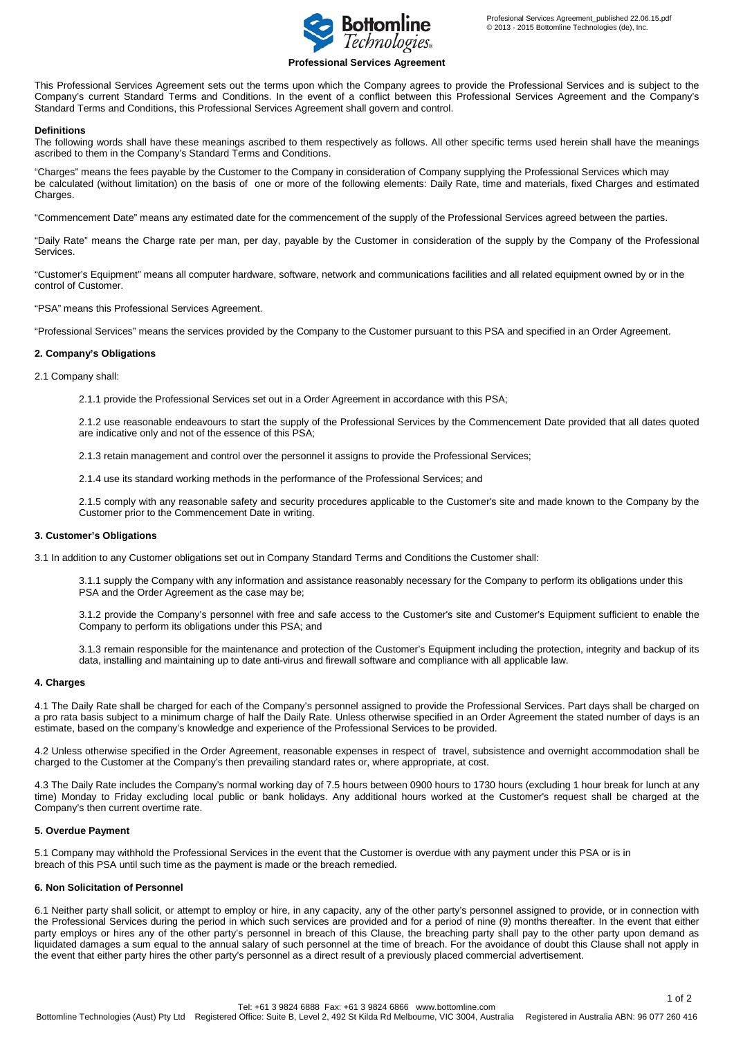# Professional Services Agreement

This Professional Services Agreement sets out the terms upon which the Company agrees to provide the Professional Services and is subject to the Company's current Standard Terms and Conditions. In the event of a conflict between this Professional Services Agreement and the Company's Standard Terms and Conditions, this Professional Services Agreement shall govern and control.

### Definitions

The following words shall have these meanings ascribed to them respectively as follows. All other specific terms used herein shall have the meanings ascribed to them in the Company's Standard Terms and Conditions.

"Charges" means the fees payable by the Customer to the Company in consideration of Company supplying the Professional Services which may be calculated (without limitation) on the basis of one or more of the following elements: Daily Rate, time and materials, fixed Charges and estimated Charges.

"Commencement Date" means any estimated date for the commencement of the supply of the Professional Services agreed between the parties.

"Daily Rate" means the Charge rate per man, per day, payable by the Customer in consideration of the supply by the Company of the Professional Services.

"Customer's Equipment" means all computer hardware, software, network and communications facilities and all related equipment owned by or in the control of Customer.

"PSA" means this Professional Services Agreement.

"Professional Services" means the services provided by the Company to the Customer pursuant to this PSA and specified in an Order Agreement.

### 2. Company's Obligations

2.1 Company shall:

2.1.1 provide the Professional Services set out in a Order Agreement in accordance with this PSA;

2.1.2 use reasonable endeavours to start the supply of the Professional Services by the Commencement Date provided that all dates quoted are indicative only and not of the essence of this PSA;

2.1.3 retain management and control over the personnel it assigns to provide the Professional Services;

2.1.4 use its standard working methods in the performance of the Professional Services; and

2.1.5 comply with any reasonable safety and security procedures applicable to the Customer's site and made known to the Company by the Customer prior to the Commencement Date in writing.

### 3. Customer's Obligations

3.1 In addition to any Customer obligations set out in Company Standard Terms and Conditions the Customer shall:

3.1.1 supply the Company with any information and assistance reasonably necessary for the Company to perform its obligations under this PSA and the Order Agreement as the case may be;

3.1.2 provide the Company's personnel with free and safe access to the Customer's site and Customer's Equipment sufficient to enable the Company to perform its obligations under this PSA; and

3.1.3 remain responsible for the maintenance and protection of the Customer's Equipment including the protection, integrity and backup of its data, installing and maintaining up to date anti-virus and firewall software and compliance with all applicable law.

### 4. Charges

4.1 The Daily Rate shall be charged for each of the Company's personnel assigned to provide the Professional Services. Part days shall be charged on a pro rata basis subject to a minimum charge of half the Daily Rate. Unless otherwise specified in an Order Agreement the stated number of days is an estimate, based on the company's knowledge and experience of the Professional Services to be provided.

4.2 Unless otherwise specified in the Order Agreement, reasonable expenses in respect of travel, subsistence and overnight accommodation shall be charged to the Customer at the Company's then prevailing standard rates or, where appropriate, at cost.

4.3 The Daily Rate includes the Company's normal working day of 7.5 hours between 0900 hours to 1730 hours (excluding 1 hour break for lunch at any time) Monday to Friday excluding local public or bank holidays. Any additional hours worked at the Customer's request shall be charged at the Company's then current overtime rate.

### 5. Overdue Payment

5.1 Company may withhold the Professional Services in the event that the Customer is overdue with any payment under this PSA or is in breach of this PSA until such time as the payment is made or the breach remedied.

### 6. Non Solicitation of Personnel

6.1 Neither party shall solicit, or attempt to employ or hire, in any capacity, any of the other party's personnel assigned to provide, or in connection with the Professional Services during the period in which such services are provided and for a period of nine (9) months thereafter. In the event that either party employs or hires any of the other party's personnel in breach of this Clause, the breaching party shall pay to the other party upon demand as liquidated damages a sum equal to the annual salary of such personnel at the time of breach. For the avoidance of doubt this Clause shall not apply in the event that either party hires the other party's personnel as a direct result of a previously placed commercial advertisement.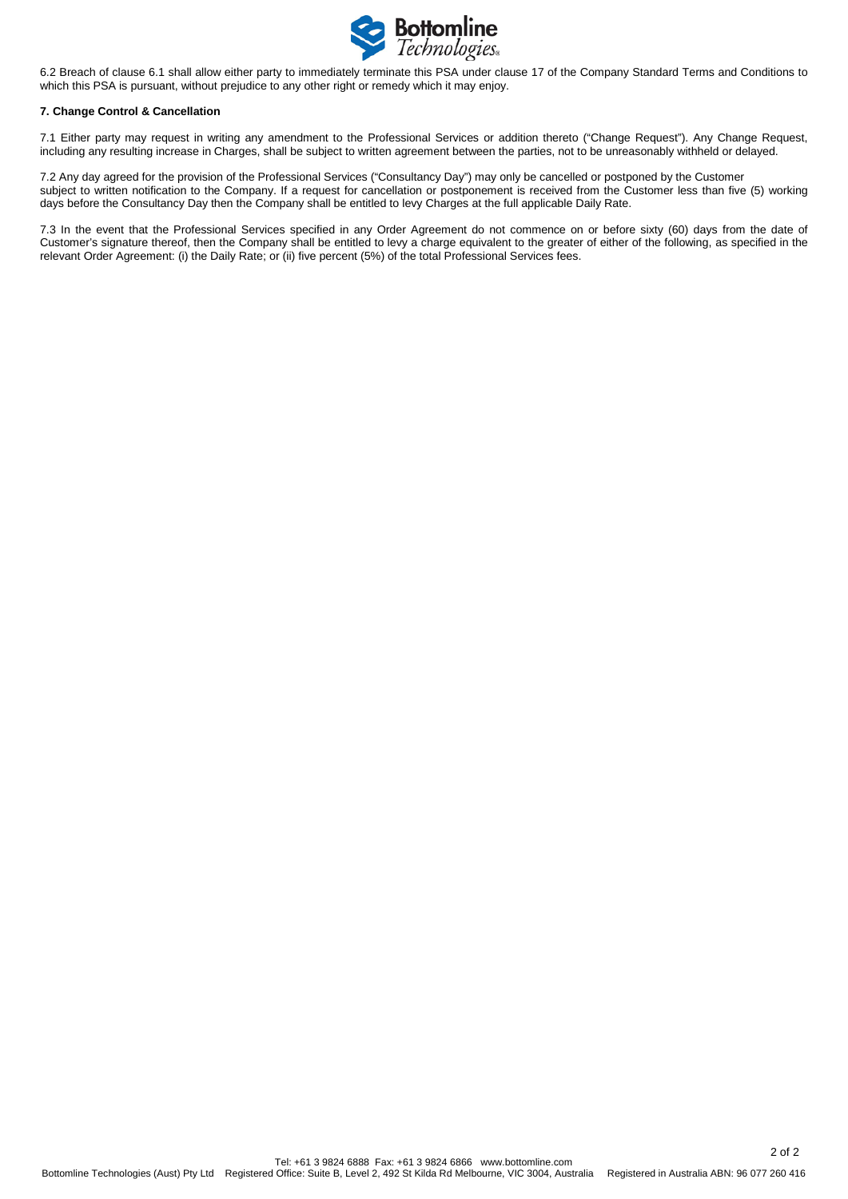6.2 Breach of clause 6.1 shall allow either party to immediately terminate this PSA under clause 17 of the Company Standard Terms and Conditions to which this PSA is pursuant, without prejudice to any other right or remedy which it may enjoy.

**7. Change Control & Cancellation**

7.1 Either party may request in writing any amendment to the Professional Services or addition thereto ("Change Request"). Any Change Request, including any resulting increase in Charges, shall be subject to written agreement between the parties, not to be unreasonably withheld or delayed.

7.2 Any day agreed for the provision of the Professional Services ("Consultancy Day") may only be cancelled or postponed by the Customer subject to written notification to the Company. If a request for cancellation or postponement is received from the Customer less than five (5) working days before the Consultancy Day then the Company shall be entitled to levy Charges at the full applicable Daily Rate.

7.3 In the event that the Professional Services specified in any Order Agreement do not commence on or before sixty (60) days from the date of Customer's signature thereof, then the Company shall be entitled to levy a charge equivalent to the greater of either of the following, as specified in the relevant Order Agreement: (i) the Daily Rate; or (ii) five percent (5%) of the total Professional Services fees.